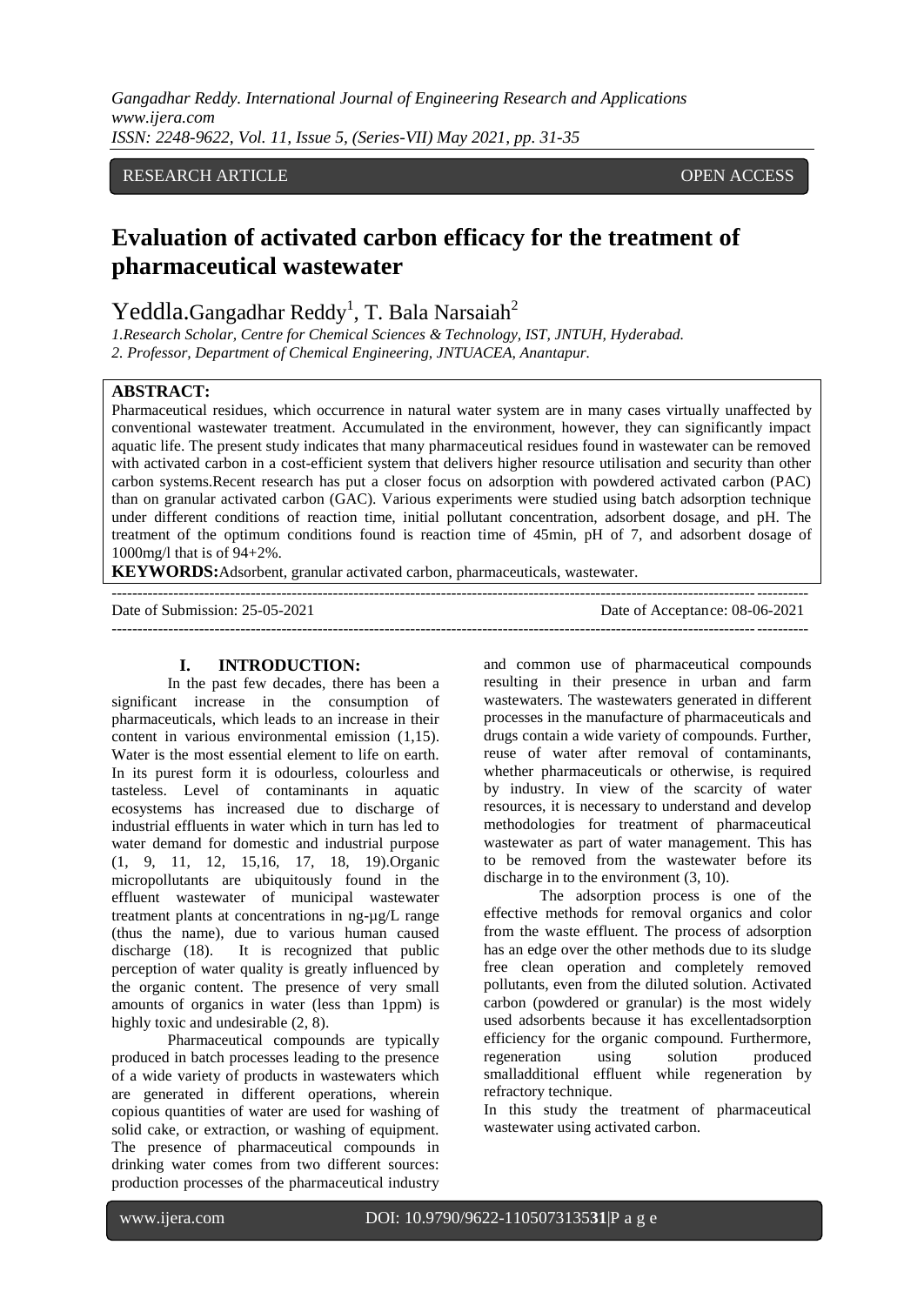RESEARCH ARTICLE OPEN ACCESS

# Evaluation of activated carbon efficacy for the treatment of pharmaceutical wastewater

Yeddla.Gangadhar Reddy[1], T. Bala Narsaiah[2]

*1.Research Scholar, Centre for Chemical Sciences & Technology, IST, JNTUH, Hyderabad.*
*2. Professor, Department of Chemical Engineering, JNTUACEA, Anantapur.*

**ABSTRACT:**

Pharmaceutical residues, which occurrence in natural water system are in many cases virtually unaffected by conventional wastewater treatment. Accumulated in the environment, however, they can significantly impact aquatic life. The present study indicates that many pharmaceutical residues found in wastewater can be removed with activated carbon in a cost-efficient system that delivers higher resource utilisation and security than other carbon systems.Recent research has put a closer focus on adsorption with powdered activated carbon (PAC) than on granular activated carbon (GAC). Various experiments were studied using batch adsorption technique under different conditions of reaction time, initial pollutant concentration, adsorbent dosage, and pH. The treatment of the optimum conditions found is reaction time of 45min, pH of 7, and adsorbent dosage of 1000mg/l that is of 94+2%.

**KEYWORDS:**Adsorbent, granular activated carbon, pharmaceuticals, wastewater.

---

Date of Submission: 25-05-2021 Date of Acceptance: 08-06-2021

---

## I. INTRODUCTION:

In the past few decades, there has been a significant increase in the consumption of pharmaceuticals, which leads to an increase in their content in various environmental emission (1,15). Water is the most essential element to life on earth. In its purest form it is odourless, colourless and tasteless. Level of contaminants in aquatic ecosystems has increased due to discharge of industrial effluents in water which in turn has led to water demand for domestic and industrial purpose (1, 9, 11, 12, 15,16, 17, 18, 19).Organic micropollutants are ubiquitously found in the effluent wastewater of municipal wastewater treatment plants at concentrations in ng-µg/L range (thus the name), due to various human caused discharge (18). It is recognized that public perception of water quality is greatly influenced by the organic content. The presence of very small amounts of organics in water (less than 1ppm) is highly toxic and undesirable (2, 8).

Pharmaceutical compounds are typically produced in batch processes leading to the presence of a wide variety of products in wastewaters which are generated in different operations, wherein copious quantities of water are used for washing of solid cake, or extraction, or washing of equipment. The presence of pharmaceutical compounds in drinking water comes from two different sources: production processes of the pharmaceutical industry and common use of pharmaceutical compounds resulting in their presence in urban and farm wastewaters. The wastewaters generated in different processes in the manufacture of pharmaceuticals and drugs contain a wide variety of compounds. Further, reuse of water after removal of contaminants, whether pharmaceuticals or otherwise, is required by industry. In view of the scarcity of water resources, it is necessary to understand and develop methodologies for treatment of pharmaceutical wastewater as part of water management. This has to be removed from the wastewater before its discharge in to the environment (3, 10).

The adsorption process is one of the effective methods for removal organics and color from the waste effluent. The process of adsorption has an edge over the other methods due to its sludge free clean operation and completely removed pollutants, even from the diluted solution. Activated carbon (powdered or granular) is the most widely used adsorbents because it has excellentadsorption efficiency for the organic compound. Furthermore, regeneration using solution produced smalladditional effluent while regeneration by refractory technique.

In this study the treatment of pharmaceutical wastewater using activated carbon.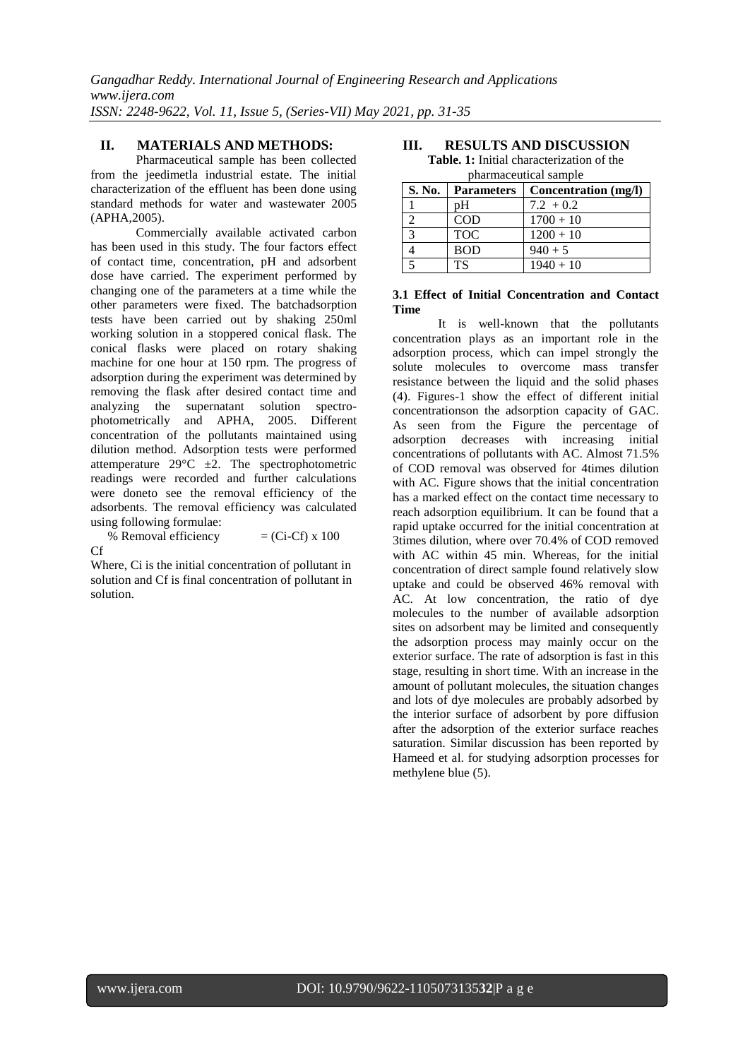## II. MATERIALS AND METHODS:

Pharmaceutical sample has been collected from the jeedimetla industrial estate. The initial characterization of the effluent has been done using standard methods for water and wastewater 2005 (APHA,2005).

Commercially available activated carbon has been used in this study. The four factors effect of contact time, concentration, pH and adsorbent dose have carried. The experiment performed by changing one of the parameters at a time while the other parameters were fixed. The batchadsorption tests have been carried out by shaking 250ml working solution in a stoppered conical flask. The conical flasks were placed on rotary shaking machine for one hour at 150 rpm. The progress of adsorption during the experiment was determined by removing the flask after desired contact time and analyzing the supernatant solution spectro-photometrically and APHA, 2005. Different concentration of the pollutants maintained using dilution method. Adsorption tests were performed attemperature 29°C ±2. The spectrophotometric readings were recorded and further calculations were doneto see the removal efficiency of the adsorbents. The removal efficiency was calculated using following formulae:

$$\% \text{ Removal efficiency} = \frac{(C_i - C_f) \times 100}{C_f}$$

Where, $C_i$ is the initial concentration of pollutant in solution and $C_f$ is final concentration of pollutant in solution.

## III. RESULTS AND DISCUSSION

**Table. 1:** Initial characterization of the pharmaceutical sample

| S. No. | Parameters | Concentration (mg/l) |
|---|---|---|
| 1 | pH | 7.2 + 0.2 |
| 2 | COD | 1700 + 10 |
| 3 | TOC | 1200 + 10 |
| 4 | BOD | 940 + 5 |
| 5 | TS | 1940 + 10 |

### 3.1 Effect of Initial Concentration and Contact Time

It is well-known that the pollutants concentration plays as an important role in the adsorption process, which can impel strongly the solute molecules to overcome mass transfer resistance between the liquid and the solid phases (4). Figures-1 show the effect of different initial concentrationson the adsorption capacity of GAC. As seen from the Figure the percentage of adsorption decreases with increasing initial concentrations of pollutants with AC. Almost 71.5% of COD removal was observed for 4times dilution with AC. Figure shows that the initial concentration has a marked effect on the contact time necessary to reach adsorption equilibrium. It can be found that a rapid uptake occurred for the initial concentration at 3times dilution, where over 70.4% of COD removed with AC within 45 min. Whereas, for the initial concentration of direct sample found relatively slow uptake and could be observed 46% removal with AC. At low concentration, the ratio of dye molecules to the number of available adsorption sites on adsorbent may be limited and consequently the adsorption process may mainly occur on the exterior surface. The rate of adsorption is fast in this stage, resulting in short time. With an increase in the amount of pollutant molecules, the situation changes and lots of dye molecules are probably adsorbed by the interior surface of adsorbent by pore diffusion after the adsorption of the exterior surface reaches saturation. Similar discussion has been reported by Hameed et al. for studying adsorption processes for methylene blue (5).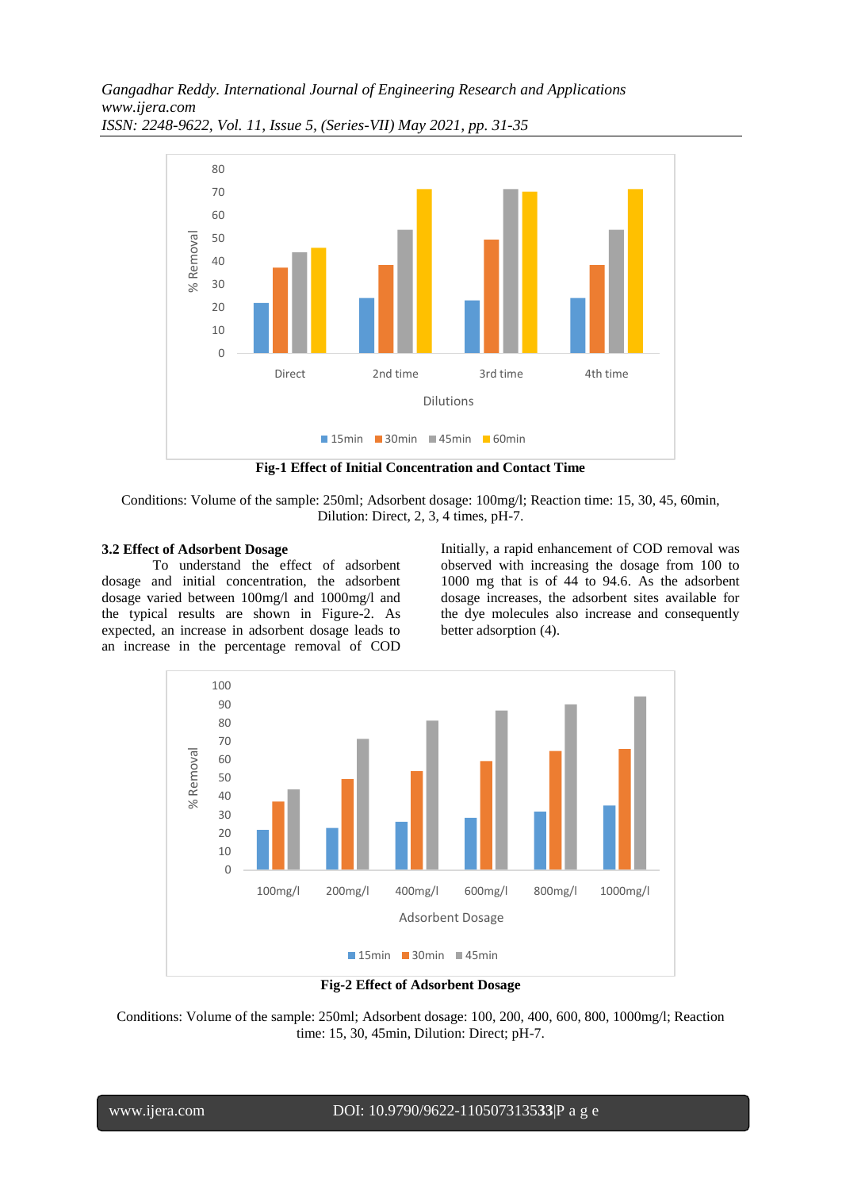**Fig-1 Effect of Initial Concentration and Contact Time**

Conditions: Volume of the sample: 250ml; Adsorbent dosage: 100mg/l; Reaction time: 15, 30, 45, 60min, Dilution: Direct, 2, 3, 4 times, pH-7.

### 3.2 Effect of Adsorbent Dosage

To understand the effect of adsorbent dosage and initial concentration, the adsorbent dosage varied between 100mg/l and 1000mg/l and the typical results are shown in Figure-2. As expected, an increase in adsorbent dosage leads to an increase in the percentage removal of COD Initially, a rapid enhancement of COD removal was observed with increasing the dosage from 100 to 1000 mg that is of 44 to 94.6. As the adsorbent dosage increases, the adsorbent sites available for the dye molecules also increase and consequently better adsorption (4).

**Fig-2 Effect of Adsorbent Dosage**

Conditions: Volume of the sample: 250ml; Adsorbent dosage: 100, 200, 400, 600, 800, 1000mg/l; Reaction time: 15, 30, 45min, Dilution: Direct; pH-7.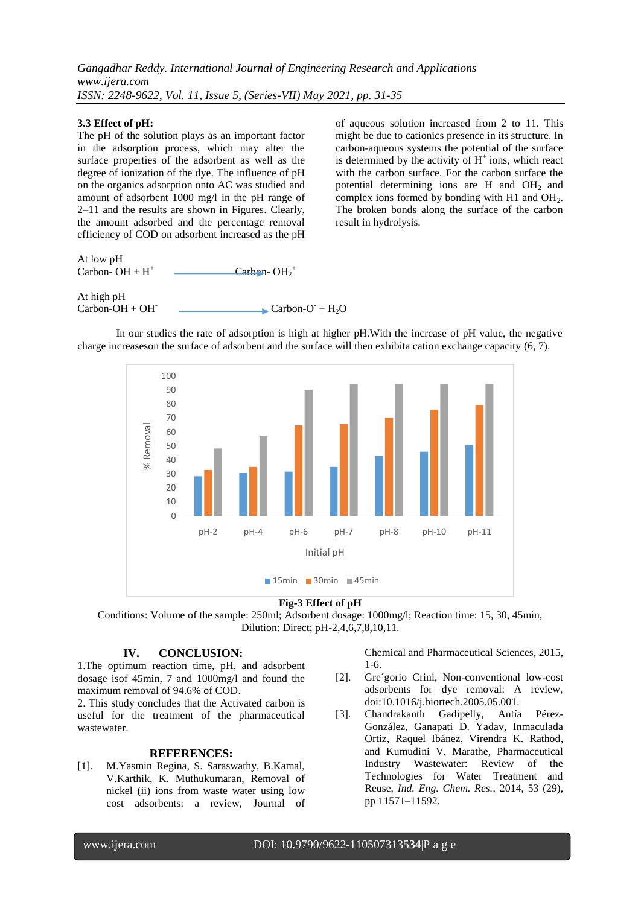### 3.3 Effect of pH:

The pH of the solution plays as an important factor in the adsorption process, which may alter the surface properties of the adsorbent as well as the degree of ionization of the dye. The influence of pH on the organics adsorption onto AC was studied and amount of adsorbent 1000 mg/l in the pH range of 2–11 and the results are shown in Figures. Clearly, the amount adsorbed and the percentage removal efficiency of COD on adsorbent increased as the pH of aqueous solution increased from 2 to 11. This might be due to cationics presence in its structure. In carbon-aqueous systems the potential of the surface is determined by the activity of $H^+$ ions, which react with the carbon surface. For the carbon surface the potential determining ions are H and $OH_2$ and complex ions formed by bonding with H1 and $OH_2$. The broken bonds along the surface of the carbon result in hydrolysis.

At low pH

$$\text{Carbon-OH} + H^+ \longrightarrow \text{Carbon-}OH_2^+$$

At high pH

$$\text{Carbon-OH} + OH^- \longrightarrow \text{Carbon-}O^- + H_2O$$

In our studies the rate of adsorption is high at higher pH.With the increase of pH value, the negative charge increaseson the surface of adsorbent and the surface will then exhibita cation exchange capacity (6, 7).

**Fig-3 Effect of pH**

Conditions: Volume of the sample: 250ml; Adsorbent dosage: 1000mg/l; Reaction time: 15, 30, 45min, Dilution: Direct; pH-2,4,6,7,8,10,11.

## IV. CONCLUSION:

1.The optimum reaction time, pH, and adsorbent dosage isof 45min, 7 and 1000mg/l and found the maximum removal of 94.6% of COD.

2. This study concludes that the Activated carbon is useful for the treatment of the pharmaceutical wastewater.

## REFERENCES:

[1]. M.Yasmin Regina, S. Saraswathy, B.Kamal, V.Karthik, K. Muthukumaran, Removal of nickel (ii) ions from waste water using low cost adsorbents: a review, Journal of Chemical and Pharmaceutical Sciences, 2015, 1-6.

[2]. Gre´gorio Crini, Non-conventional low-cost adsorbents for dye removal: A review, doi:10.1016/j.biortech.2005.05.001.

[3]. Chandrakanth Gadipelly, Antía Pérez-González, Ganapati D. Yadav, Inmaculada Ortiz, Raquel Ibánez, Virendra K. Rathod, and Kumudini V. Marathe, Pharmaceutical Industry Wastewater: Review of the Technologies for Water Treatment and Reuse, *Ind. Eng. Chem. Res.*, 2014, 53 (29), pp 11571–11592.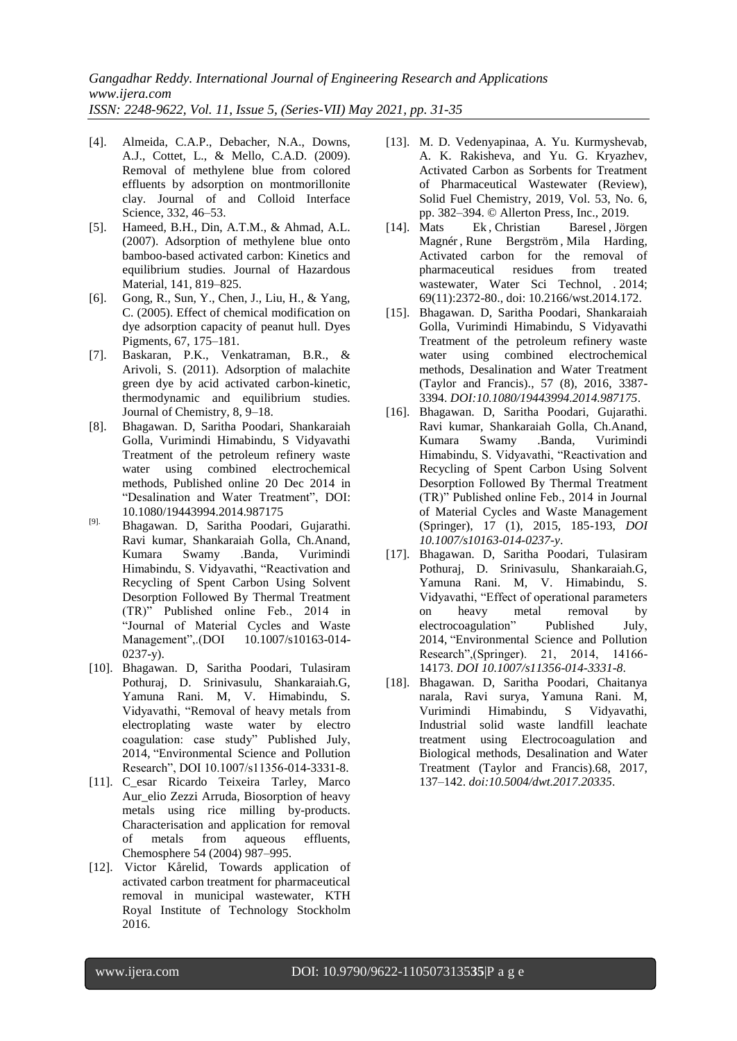- [4]. Almeida, C.A.P., Debacher, N.A., Downs, A.J., Cottet, L., & Mello, C.A.D. (2009). Removal of methylene blue from colored effluents by adsorption on montmorillonite clay. Journal of and Colloid Interface Science, 332, 46–53.
- [5]. Hameed, B.H., Din, A.T.M., & Ahmad, A.L. (2007). Adsorption of methylene blue onto bamboo-based activated carbon: Kinetics and equilibrium studies. Journal of Hazardous Material, 141, 819–825.
- [6]. Gong, R., Sun, Y., Chen, J., Liu, H., & Yang, C. (2005). Effect of chemical modification on dye adsorption capacity of peanut hull. Dyes Pigments, 67, 175–181.
- [7]. Baskaran, P.K., Venkatraman, B.R., & Arivoli, S. (2011). Adsorption of malachite green dye by acid activated carbon-kinetic, thermodynamic and equilibrium studies. Journal of Chemistry, 8, 9–18.
- [8]. Bhagawan. D, Saritha Poodari, Shankaraiah Golla, Vurimindi Himabindu, S Vidyavathi Treatment of the petroleum refinery waste water using combined electrochemical methods, Published online 20 Dec 2014 in "Desalination and Water Treatment", DOI: 10.1080/19443994.2014.987175
- [9]. Bhagawan. D, Saritha Poodari, Gujarathi. Ravi kumar, Shankaraiah Golla, Ch.Anand, Kumara Swamy .Banda, Vurimindi Himabindu, S. Vidyavathi, "Reactivation and Recycling of Spent Carbon Using Solvent Desorption Followed By Thermal Treatment (TR)" Published online Feb., 2014 in "Journal of Material Cycles and Waste Management",.(DOI 10.1007/s10163-014-0237-y).
- [10]. Bhagawan. D, Saritha Poodari, Tulasiram Pothuraj, D. Srinivasulu, Shankaraiah.G, Yamuna Rani. M, V. Himabindu, S. Vidyavathi, "Removal of heavy metals from electroplating waste water by electro coagulation: case study" Published July, 2014, "Environmental Science and Pollution Research", DOI 10.1007/s11356-014-3331-8.
- [11]. C_esar Ricardo Teixeira Tarley, Marco Aur_elio Zezzi Arruda, Biosorption of heavy metals using rice milling by-products. Characterisation and application for removal of metals from aqueous effluents, Chemosphere 54 (2004) 987–995.
- [12]. Victor Kårelid, Towards application of activated carbon treatment for pharmaceutical removal in municipal wastewater, KTH Royal Institute of Technology Stockholm 2016.
- [13]. M. D. Vedenyapinaa, A. Yu. Kurmyshevab, A. K. Rakisheva, and Yu. G. Kryazhev, Activated Carbon as Sorbents for Treatment of Pharmaceutical Wastewater (Review), Solid Fuel Chemistry, 2019, Vol. 53, No. 6, pp. 382–394. © Allerton Press, Inc., 2019.
- [14]. Mats Ek, Christian Baresel, Jörgen Magnér, Rune Bergström, Mila Harding, Activated carbon for the removal of pharmaceutical residues from treated wastewater, Water Sci Technol, . 2014; 69(11):2372-80., doi: 10.2166/wst.2014.172.
- [15]. Bhagawan. D, Saritha Poodari, Shankaraiah Golla, Vurimindi Himabindu, S Vidyavathi Treatment of the petroleum refinery waste water using combined electrochemical methods, Desalination and Water Treatment (Taylor and Francis)., 57 (8), 2016, 3387-3394. *DOI:10.1080/19443994.2014.987175*.
- [16]. Bhagawan. D, Saritha Poodari, Gujarathi. Ravi kumar, Shankaraiah Golla, Ch.Anand, Kumara Swamy .Banda, Vurimindi Himabindu, S. Vidyavathi, "Reactivation and Recycling of Spent Carbon Using Solvent Desorption Followed By Thermal Treatment (TR)" Published online Feb., 2014 in Journal of Material Cycles and Waste Management (Springer), 17 (1), 2015, 185-193, *DOI 10.1007/s10163-014-0237-y*.
- [17]. Bhagawan. D, Saritha Poodari, Tulasiram Pothuraj, D. Srinivasulu, Shankaraiah.G, Yamuna Rani. M, V. Himabindu, S. Vidyavathi, "Effect of operational parameters on heavy metal removal by electrocoagulation" Published July, 2014, "Environmental Science and Pollution Research",(Springer). 21, 2014, 14166-14173. *DOI 10.1007/s11356-014-3331-8*.
- [18]. Bhagawan. D, Saritha Poodari, Chaitanya narala, Ravi surya, Yamuna Rani. M, Vurimindi Himabindu, S Vidyavathi, Industrial solid waste landfill leachate treatment using Electrocoagulation and Biological methods, Desalination and Water Treatment (Taylor and Francis).68, 2017, 137–142. *doi:10.5004/dwt.2017.20335*.